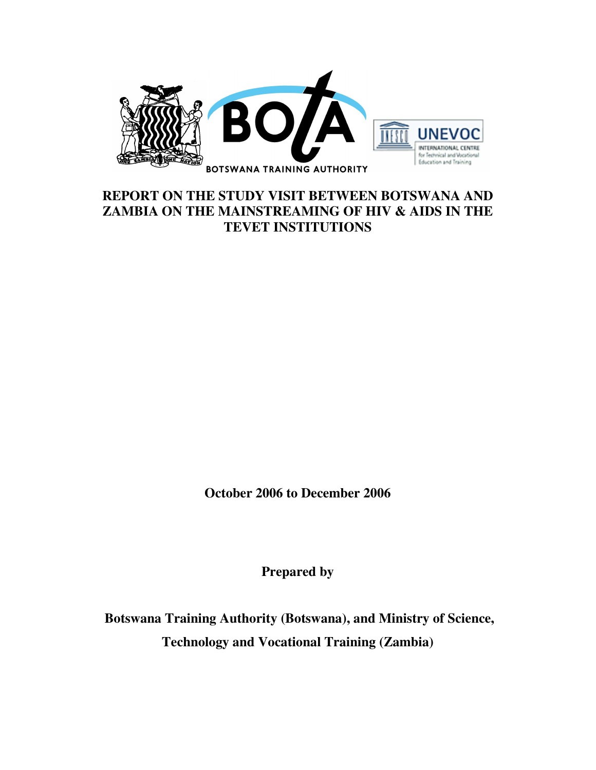# REPORT ON THE STUDY VISIT BETWEEN BOTSWANA AND ZAMBIA ON THE MAINSTREAMING OF HIV & AIDS IN THE TEVET INSTITUTIONS

**October 2006 to December 2006**

**Prepared by**

**Botswana Training Authority (Botswana), and Ministry of Science, Technology and Vocational Training (Zambia)**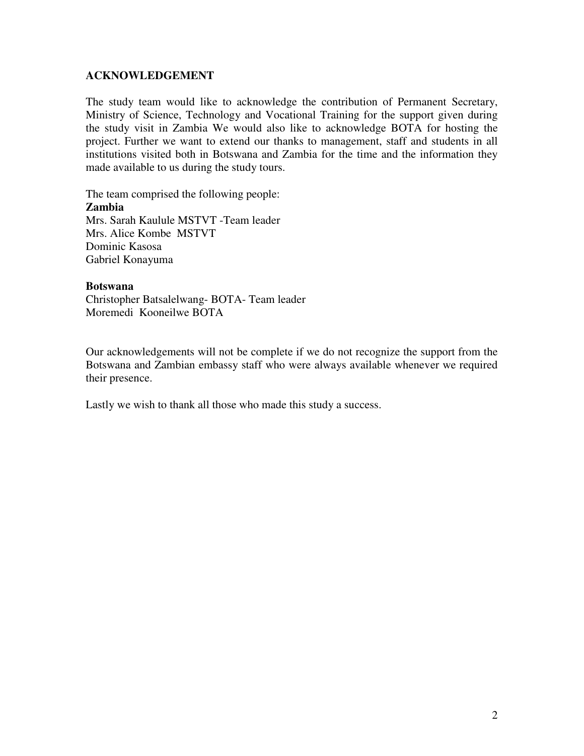## ACKNOWLEDGEMENT

The study team would like to acknowledge the contribution of Permanent Secretary, Ministry of Science, Technology and Vocational Training for the support given during the study visit in Zambia We would also like to acknowledge BOTA for hosting the project. Further we want to extend our thanks to management, staff and students in all institutions visited both in Botswana and Zambia for the time and the information they made available to us during the study tours.

The team comprised the following people:

**Zambia**
Mrs. Sarah Kaulule MSTVT -Team leader
Mrs. Alice Kombe MSTVT
Dominic Kasosa
Gabriel Konayuma

**Botswana**
Christopher Batsalelwang- BOTA- Team leader
Moremedi Kooneilwe BOTA

Our acknowledgements will not be complete if we do not recognize the support from the Botswana and Zambian embassy staff who were always available whenever we required their presence.

Lastly we wish to thank all those who made this study a success.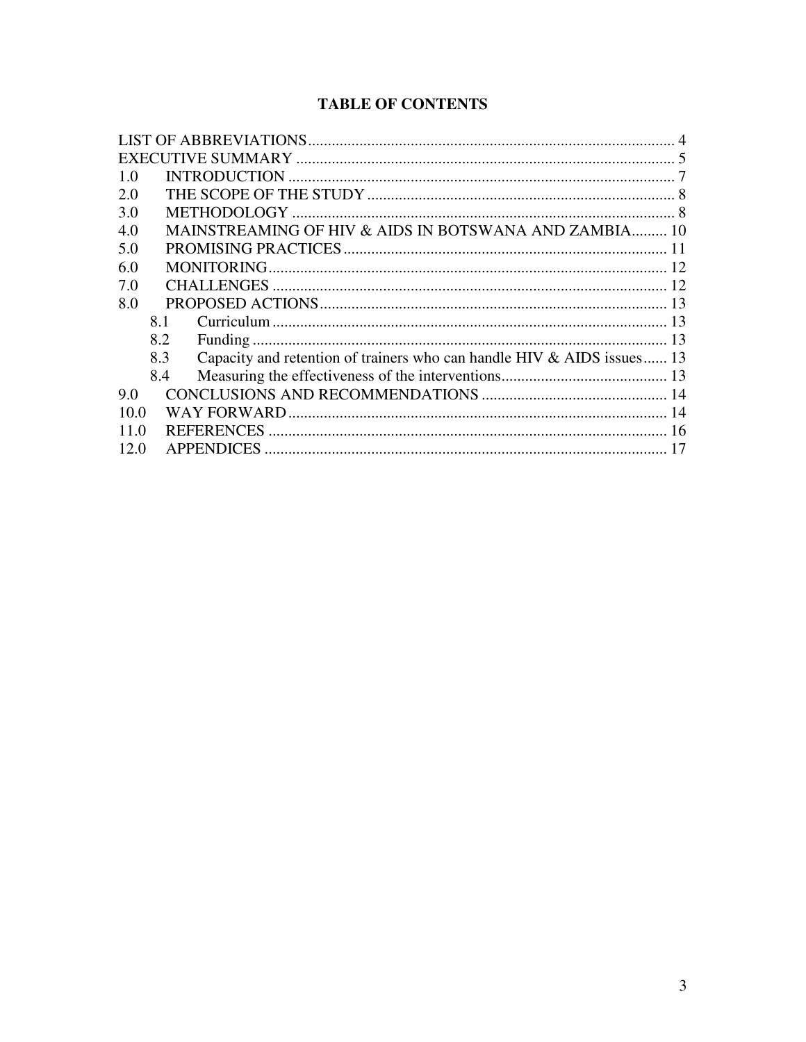# TABLE OF CONTENTS

LIST OF ABBREVIATIONS ........................................................................................ 4
EXECUTIVE SUMMARY ........................................................................................ 5
1.0 INTRODUCTION ........................................................................................ 7
2.0 THE SCOPE OF THE STUDY ........................................................................................ 8
3.0 METHODOLOGY ........................................................................................ 8
4.0 MAINSTREAMING OF HIV & AIDS IN BOTSWANA AND ZAMBIA......... 10
5.0 PROMISING PRACTICES ........................................................................................ 11
6.0 MONITORING........................................................................................ 12
7.0 CHALLENGES ........................................................................................ 12
8.0 PROPOSED ACTIONS........................................................................................ 13
- 8.1 Curriculum ........................................................................................ 13
- 8.2 Funding ........................................................................................ 13
- 8.3 Capacity and retention of trainers who can handle HIV & AIDS issues...... 13
- 8.4 Measuring the effectiveness of the interventions........................................... 13

9.0 CONCLUSIONS AND RECOMMENDATIONS ................................................ 14
10.0 WAY FORWARD........................................................................................ 14
11.0 REFERENCES ........................................................................................ 16
12.0 APPENDICES ........................................................................................ 17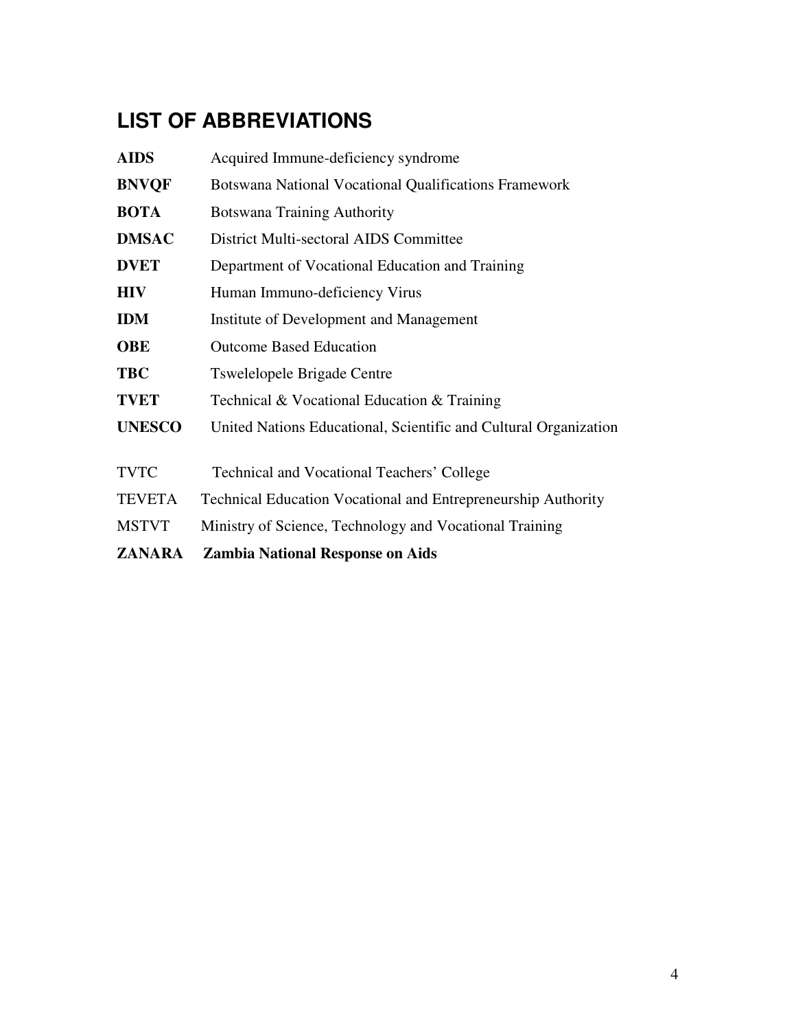## LIST OF ABBREVIATIONS

| | |
|---|---|
| **AIDS** | Acquired Immune-deficiency syndrome |
| **BNVQF** | Botswana National Vocational Qualifications Framework |
| **BOTA** | Botswana Training Authority |
| **DMSAC** | District Multi-sectoral AIDS Committee |
| **DVET** | Department of Vocational Education and Training |
| **HIV** | Human Immuno-deficiency Virus |
| **IDM** | Institute of Development and Management |
| **OBE** | Outcome Based Education |
| **TBC** | Tswelelopele Brigade Centre |
| **TVET** | Technical & Vocational Education & Training |
| **UNESCO** | United Nations Educational, Scientific and Cultural Organization |
| TVTC | Technical and Vocational Teachers' College |
| TEVETA | Technical Education Vocational and Entrepreneurship Authority |
| MSTVT | Ministry of Science, Technology and Vocational Training |
| **ZANARA** | **Zambia National Response on Aids** |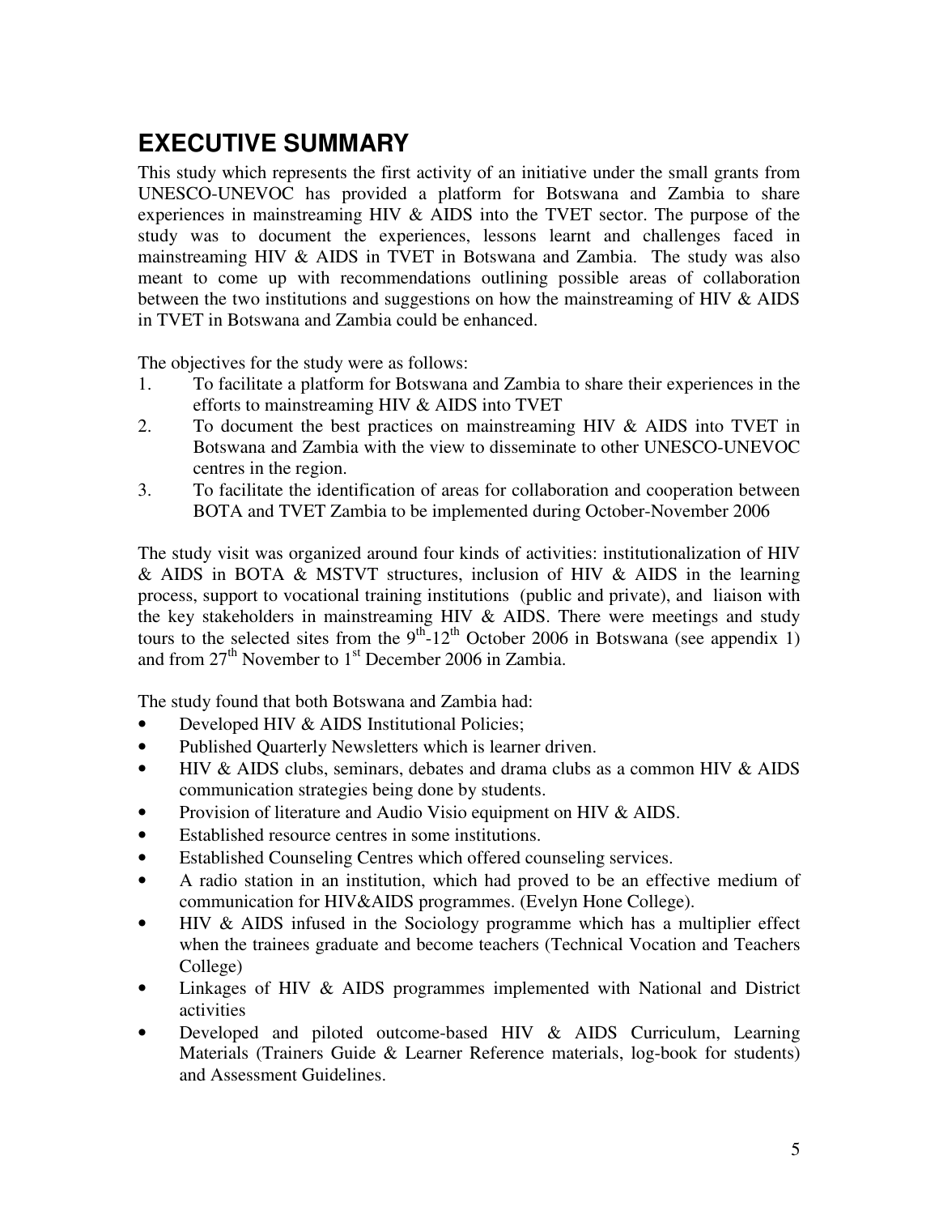# EXECUTIVE SUMMARY

This study which represents the first activity of an initiative under the small grants from UNESCO-UNEVOC has provided a platform for Botswana and Zambia to share experiences in mainstreaming HIV & AIDS into the TVET sector. The purpose of the study was to document the experiences, lessons learnt and challenges faced in mainstreaming HIV & AIDS in TVET in Botswana and Zambia. The study was also meant to come up with recommendations outlining possible areas of collaboration between the two institutions and suggestions on how the mainstreaming of HIV & AIDS in TVET in Botswana and Zambia could be enhanced.

The objectives for the study were as follows:

1. To facilitate a platform for Botswana and Zambia to share their experiences in the efforts to mainstreaming HIV & AIDS into TVET
2. To document the best practices on mainstreaming HIV & AIDS into TVET in Botswana and Zambia with the view to disseminate to other UNESCO-UNEVOC centres in the region.
3. To facilitate the identification of areas for collaboration and cooperation between BOTA and TVET Zambia to be implemented during October-November 2006

The study visit was organized around four kinds of activities: institutionalization of HIV & AIDS in BOTA & MSTVT structures, inclusion of HIV & AIDS in the learning process, support to vocational training institutions (public and private), and liaison with the key stakeholders in mainstreaming HIV & AIDS. There were meetings and study tours to the selected sites from the 9th-12th October 2006 in Botswana (see appendix 1) and from 27th November to 1st December 2006 in Zambia.

The study found that both Botswana and Zambia had:

- Developed HIV & AIDS Institutional Policies;
- Published Quarterly Newsletters which is learner driven.
- HIV & AIDS clubs, seminars, debates and drama clubs as a common HIV & AIDS communication strategies being done by students.
- Provision of literature and Audio Visio equipment on HIV & AIDS.
- Established resource centres in some institutions.
- Established Counseling Centres which offered counseling services.
- A radio station in an institution, which had proved to be an effective medium of communication for HIV&AIDS programmes. (Evelyn Hone College).
- HIV & AIDS infused in the Sociology programme which has a multiplier effect when the trainees graduate and become teachers (Technical Vocation and Teachers College)
- Linkages of HIV & AIDS programmes implemented with National and District activities
- Developed and piloted outcome-based HIV & AIDS Curriculum, Learning Materials (Trainers Guide & Learner Reference materials, log-book for students) and Assessment Guidelines.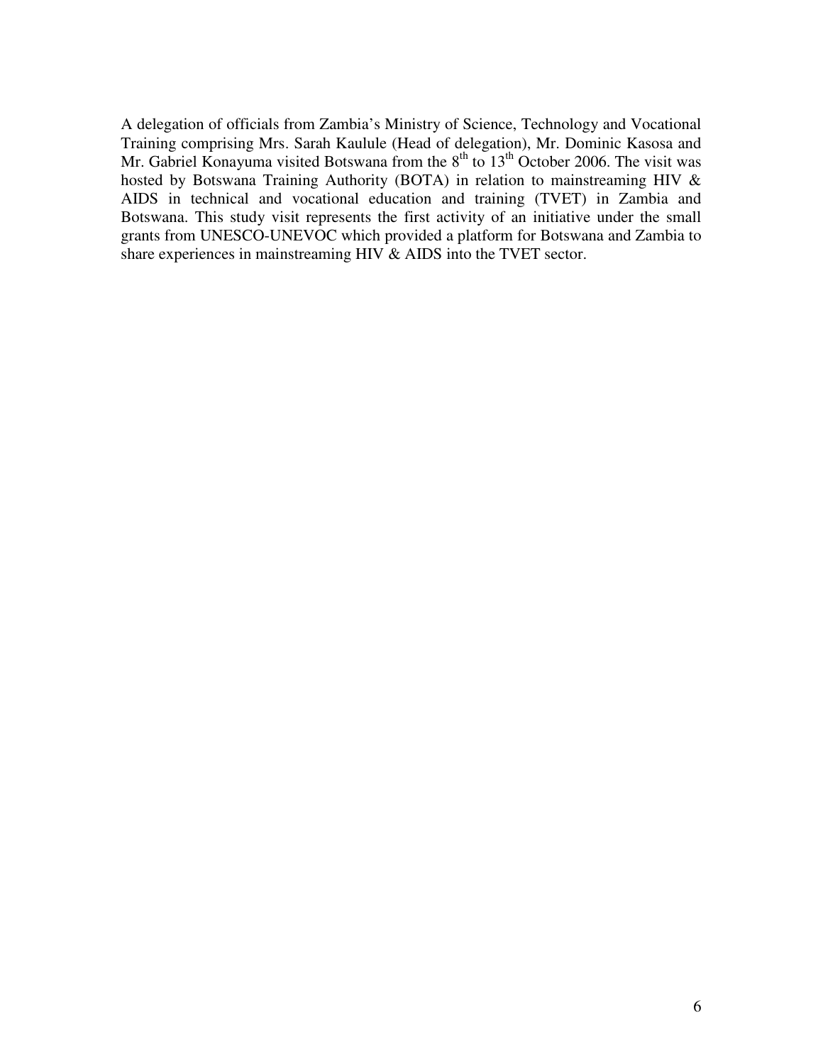A delegation of officials from Zambia's Ministry of Science, Technology and Vocational Training comprising Mrs. Sarah Kaulule (Head of delegation), Mr. Dominic Kasosa and Mr. Gabriel Konayuma visited Botswana from the 8th to 13th October 2006. The visit was hosted by Botswana Training Authority (BOTA) in relation to mainstreaming HIV & AIDS in technical and vocational education and training (TVET) in Zambia and Botswana. This study visit represents the first activity of an initiative under the small grants from UNESCO-UNEVOC which provided a platform for Botswana and Zambia to share experiences in mainstreaming HIV & AIDS into the TVET sector.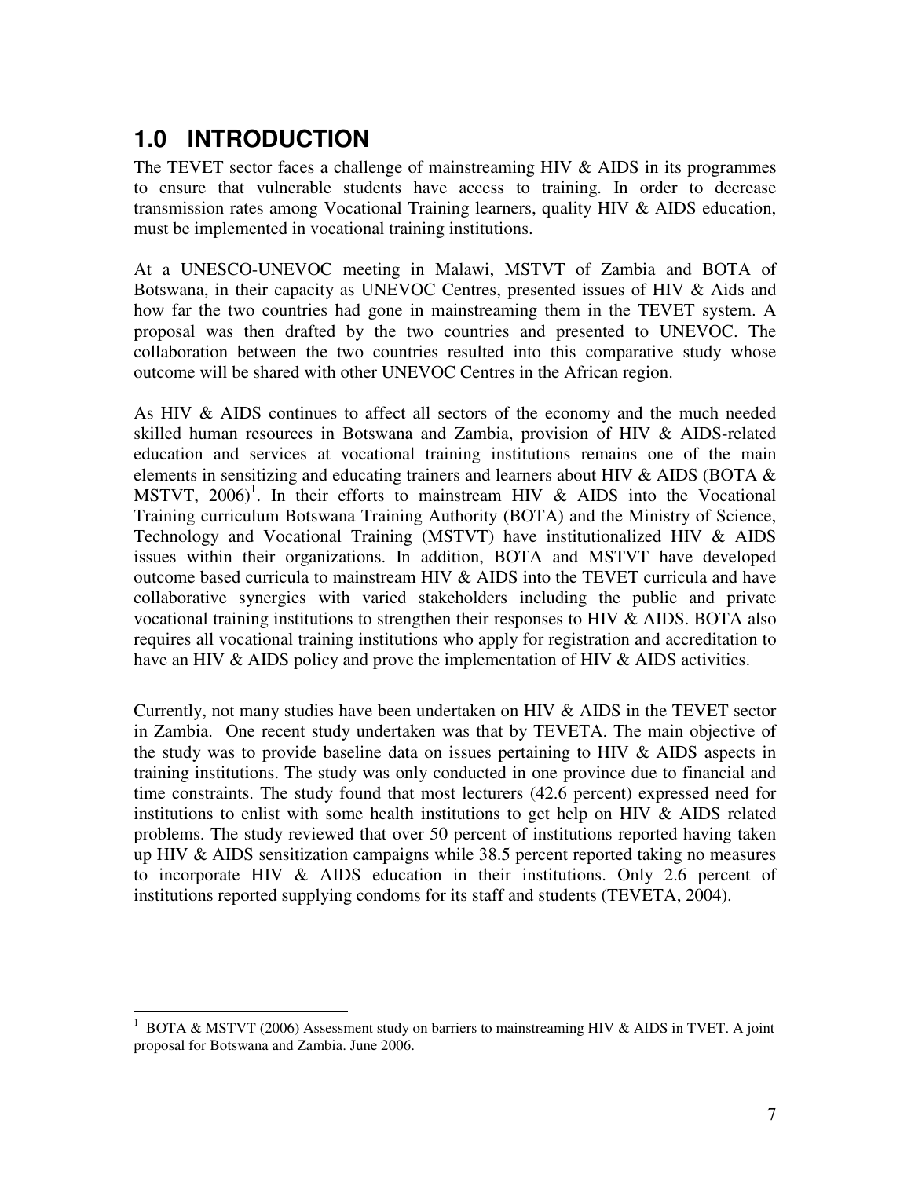# 1.0 INTRODUCTION

The TEVET sector faces a challenge of mainstreaming HIV & AIDS in its programmes to ensure that vulnerable students have access to training. In order to decrease transmission rates among Vocational Training learners, quality HIV & AIDS education, must be implemented in vocational training institutions.

At a UNESCO-UNEVOC meeting in Malawi, MSTVT of Zambia and BOTA of Botswana, in their capacity as UNEVOC Centres, presented issues of HIV & Aids and how far the two countries had gone in mainstreaming them in the TEVET system. A proposal was then drafted by the two countries and presented to UNEVOC. The collaboration between the two countries resulted into this comparative study whose outcome will be shared with other UNEVOC Centres in the African region.

As HIV & AIDS continues to affect all sectors of the economy and the much needed skilled human resources in Botswana and Zambia, provision of HIV & AIDS-related education and services at vocational training institutions remains one of the main elements in sensitizing and educating trainers and learners about HIV & AIDS (BOTA & MSTVT, 2006)[1]. In their efforts to mainstream HIV & AIDS into the Vocational Training curriculum Botswana Training Authority (BOTA) and the Ministry of Science, Technology and Vocational Training (MSTVT) have institutionalized HIV & AIDS issues within their organizations. In addition, BOTA and MSTVT have developed outcome based curricula to mainstream HIV & AIDS into the TEVET curricula and have collaborative synergies with varied stakeholders including the public and private vocational training institutions to strengthen their responses to HIV & AIDS. BOTA also requires all vocational training institutions who apply for registration and accreditation to have an HIV & AIDS policy and prove the implementation of HIV & AIDS activities.

Currently, not many studies have been undertaken on HIV & AIDS in the TEVET sector in Zambia. One recent study undertaken was that by TEVETA. The main objective of the study was to provide baseline data on issues pertaining to HIV & AIDS aspects in training institutions. The study was only conducted in one province due to financial and time constraints. The study found that most lecturers (42.6 percent) expressed need for institutions to enlist with some health institutions to get help on HIV & AIDS related problems. The study reviewed that over 50 percent of institutions reported having taken up HIV & AIDS sensitization campaigns while 38.5 percent reported taking no measures to incorporate HIV & AIDS education in their institutions. Only 2.6 percent of institutions reported supplying condoms for its staff and students (TEVETA, 2004).

---

[1] BOTA & MSTVT (2006) Assessment study on barriers to mainstreaming HIV & AIDS in TVET. A joint proposal for Botswana and Zambia. June 2006.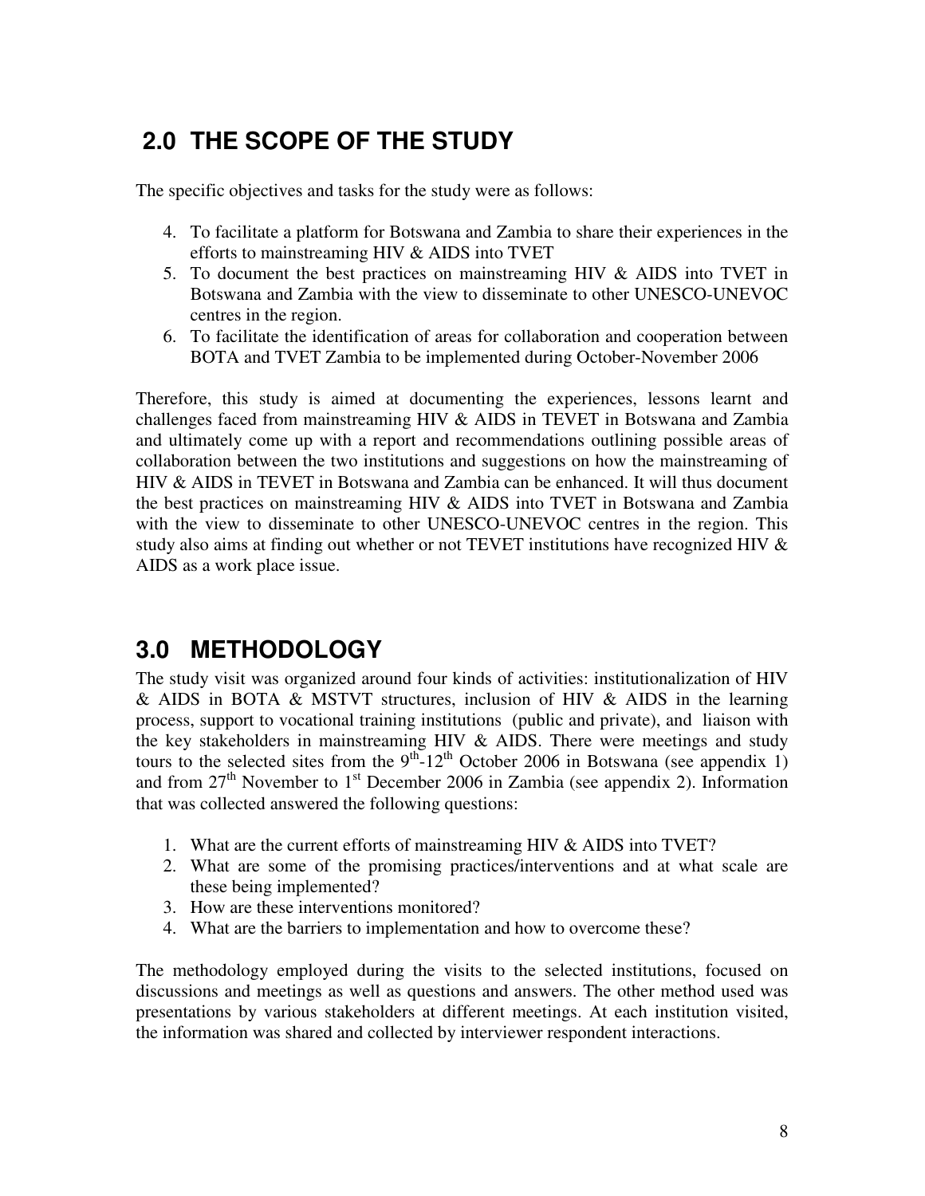## 2.0 THE SCOPE OF THE STUDY

The specific objectives and tasks for the study were as follows:

4. To facilitate a platform for Botswana and Zambia to share their experiences in the efforts to mainstreaming HIV & AIDS into TVET
5. To document the best practices on mainstreaming HIV & AIDS into TVET in Botswana and Zambia with the view to disseminate to other UNESCO-UNEVOC centres in the region.
6. To facilitate the identification of areas for collaboration and cooperation between BOTA and TVET Zambia to be implemented during October-November 2006

Therefore, this study is aimed at documenting the experiences, lessons learnt and challenges faced from mainstreaming HIV & AIDS in TEVET in Botswana and Zambia and ultimately come up with a report and recommendations outlining possible areas of collaboration between the two institutions and suggestions on how the mainstreaming of HIV & AIDS in TEVET in Botswana and Zambia can be enhanced. It will thus document the best practices on mainstreaming HIV & AIDS into TVET in Botswana and Zambia with the view to disseminate to other UNESCO-UNEVOC centres in the region. This study also aims at finding out whether or not TEVET institutions have recognized HIV & AIDS as a work place issue.

## 3.0 METHODOLOGY

The study visit was organized around four kinds of activities: institutionalization of HIV & AIDS in BOTA & MSTVT structures, inclusion of HIV & AIDS in the learning process, support to vocational training institutions (public and private), and liaison with the key stakeholders in mainstreaming HIV & AIDS. There were meetings and study tours to the selected sites from the 9th-12th October 2006 in Botswana (see appendix 1) and from 27th November to 1st December 2006 in Zambia (see appendix 2). Information that was collected answered the following questions:

1. What are the current efforts of mainstreaming HIV & AIDS into TVET?
2. What are some of the promising practices/interventions and at what scale are these being implemented?
3. How are these interventions monitored?
4. What are the barriers to implementation and how to overcome these?

The methodology employed during the visits to the selected institutions, focused on discussions and meetings as well as questions and answers. The other method used was presentations by various stakeholders at different meetings. At each institution visited, the information was shared and collected by interviewer respondent interactions.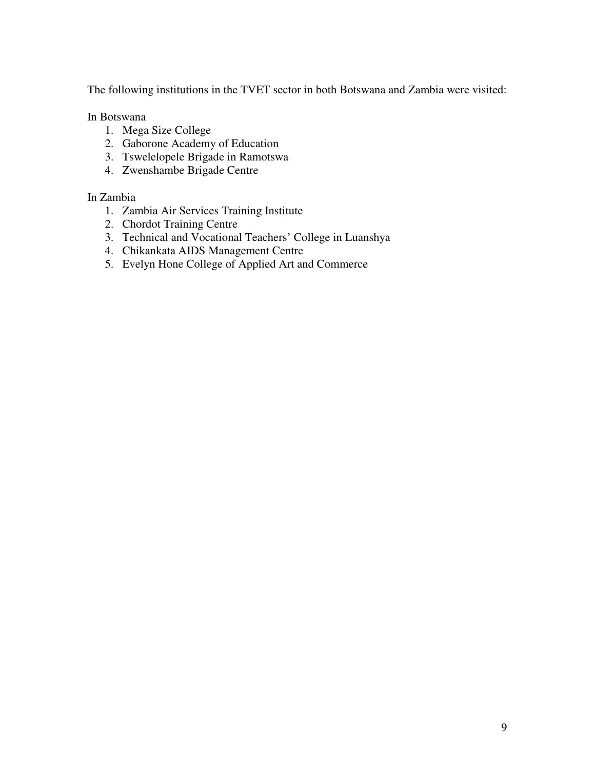The following institutions in the TVET sector in both Botswana and Zambia were visited:

In Botswana

1. Mega Size College
2. Gaborone Academy of Education
3. Tswelelopele Brigade in Ramotswa
4. Zwenshambe Brigade Centre

In Zambia

1. Zambia Air Services Training Institute
2. Chordot Training Centre
3. Technical and Vocational Teachers' College in Luanshya
4. Chikankata AIDS Management Centre
5. Evelyn Hone College of Applied Art and Commerce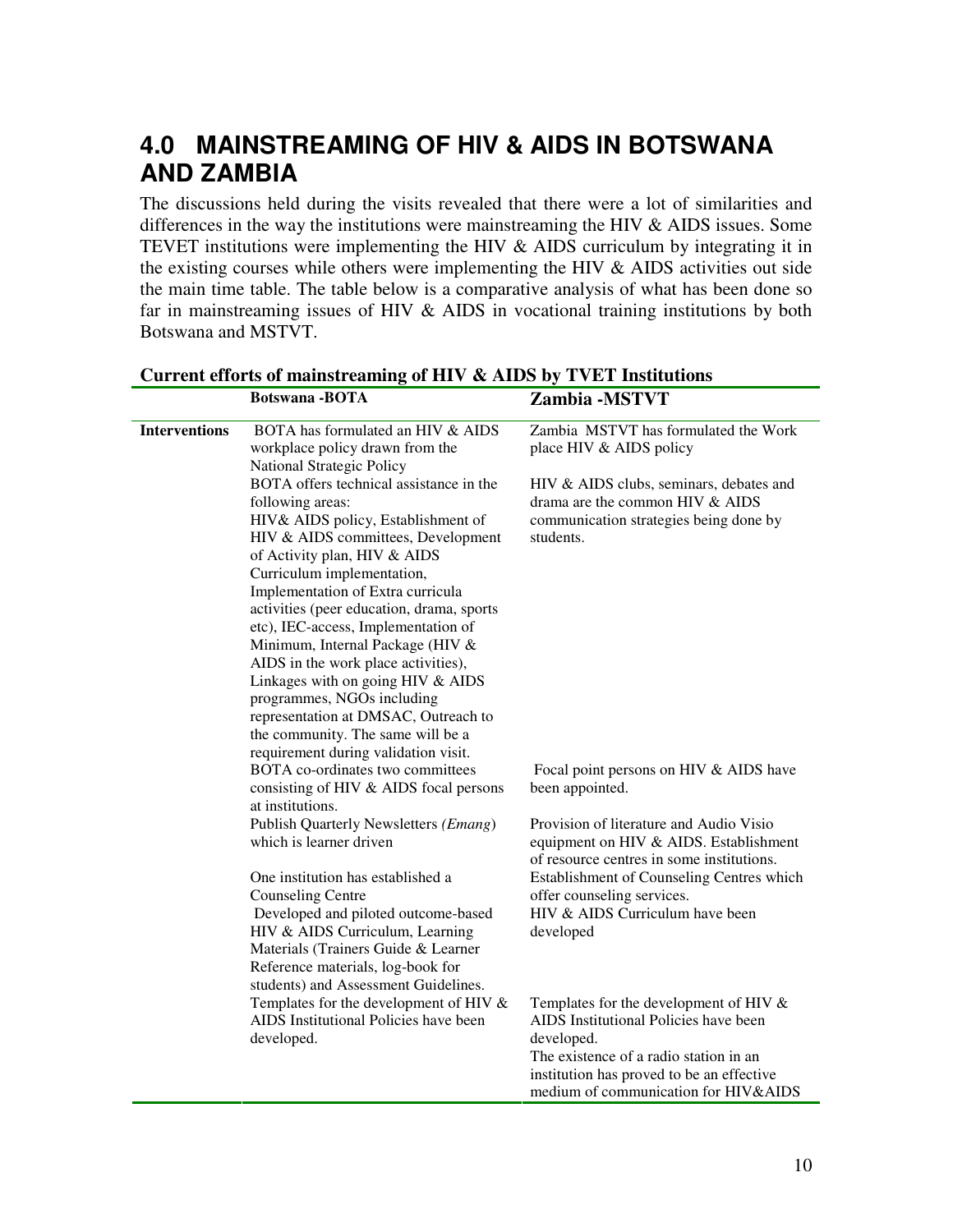# 4.0 MAINSTREAMING OF HIV & AIDS IN BOTSWANA AND ZAMBIA

The discussions held during the visits revealed that there were a lot of similarities and differences in the way the institutions were mainstreaming the HIV & AIDS issues. Some TEVET institutions were implementing the HIV & AIDS curriculum by integrating it in the existing courses while others were implementing the HIV & AIDS activities out side the main time table. The table below is a comparative analysis of what has been done so far in mainstreaming issues of HIV & AIDS in vocational training institutions by both Botswana and MSTVT.

**Current efforts of mainstreaming of HIV & AIDS by TVET Institutions**

| | Botswana -BOTA | Zambia -MSTVT |
|---|---|---|
| **Interventions** | BOTA has formulated an HIV & AIDS workplace policy drawn from the National Strategic Policy | Zambia MSTVT has formulated the Work place HIV & AIDS policy |
| | BOTA offers technical assistance in the following areas: HIV& AIDS policy, Establishment of HIV & AIDS committees, Development of Activity plan, HIV & AIDS Curriculum implementation, Implementation of Extra curricula activities (peer education, drama, sports etc), IEC-access, Implementation of Minimum, Internal Package (HIV & AIDS in the work place activities), Linkages with on going HIV & AIDS programmes, NGOs including representation at DMSAC, Outreach to the community. The same will be a requirement during validation visit. | HIV & AIDS clubs, seminars, debates and drama are the common HIV & AIDS communication strategies being done by students. |
| | BOTA co-ordinates two committees consisting of HIV & AIDS focal persons at institutions. | Focal point persons on HIV & AIDS have been appointed. |
| | Publish Quarterly Newsletters *(Emang)* which is learner driven | Provision of literature and Audio Visio equipment on HIV & AIDS. Establishment of resource centres in some institutions. |
| | One institution has established a Counseling Centre | Establishment of Counseling Centres which offer counseling services. |
| | Developed and piloted outcome-based HIV & AIDS Curriculum, Learning Materials (Trainers Guide & Learner Reference materials, log-book for students) and Assessment Guidelines. | HIV & AIDS Curriculum have been developed |
| | Templates for the development of HIV & AIDS Institutional Policies have been developed. | Templates for the development of HIV & AIDS Institutional Policies have been developed. The existence of a radio station in an institution has proved to be an effective medium of communication for HIV&AIDS |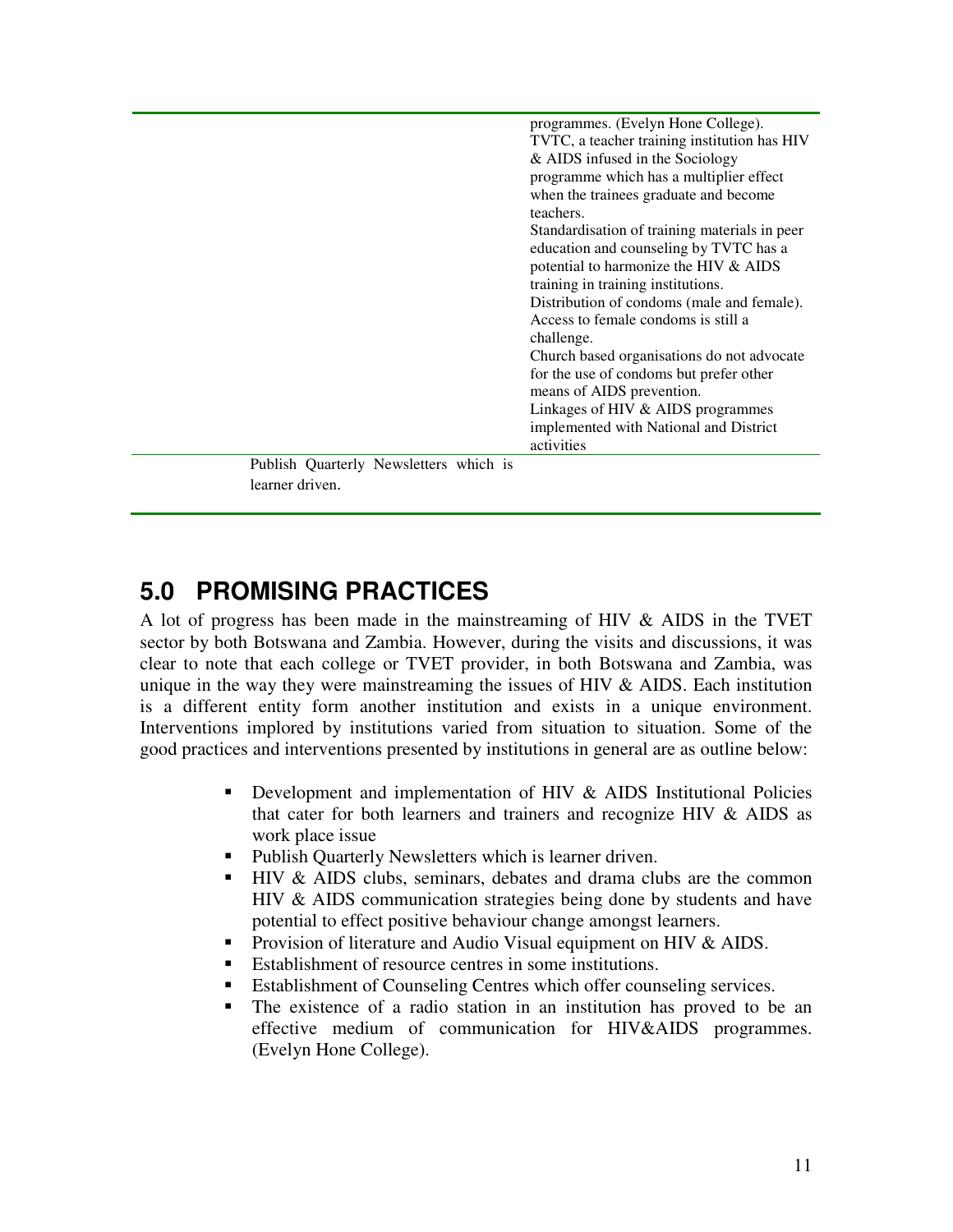| | |
|---|---|
| | programmes. (Evelyn Hone College).<br>TVTC, a teacher training institution has HIV & AIDS infused in the Sociology programme which has a multiplier effect when the trainees graduate and become teachers.<br>Standardisation of training materials in peer education and counseling by TVTC has a potential to harmonize the HIV & AIDS training in training institutions.<br>Distribution of condoms (male and female). Access to female condoms is still a challenge.<br>Church based organisations do not advocate for the use of condoms but prefer other means of AIDS prevention.<br>Linkages of HIV & AIDS programmes implemented with National and District activities |
| Publish Quarterly Newsletters which is learner driven. | |

# 5.0 PROMISING PRACTICES

A lot of progress has been made in the mainstreaming of HIV & AIDS in the TVET sector by both Botswana and Zambia. However, during the visits and discussions, it was clear to note that each college or TVET provider, in both Botswana and Zambia, was unique in the way they were mainstreaming the issues of HIV & AIDS. Each institution is a different entity form another institution and exists in a unique environment. Interventions implored by institutions varied from situation to situation. Some of the good practices and interventions presented by institutions in general are as outline below:

- Development and implementation of HIV & AIDS Institutional Policies that cater for both learners and trainers and recognize HIV & AIDS as work place issue
- Publish Quarterly Newsletters which is learner driven.
- HIV & AIDS clubs, seminars, debates and drama clubs are the common HIV & AIDS communication strategies being done by students and have potential to effect positive behaviour change amongst learners.
- Provision of literature and Audio Visual equipment on HIV & AIDS.
- Establishment of resource centres in some institutions.
- Establishment of Counseling Centres which offer counseling services.
- The existence of a radio station in an institution has proved to be an effective medium of communication for HIV&AIDS programmes. (Evelyn Hone College).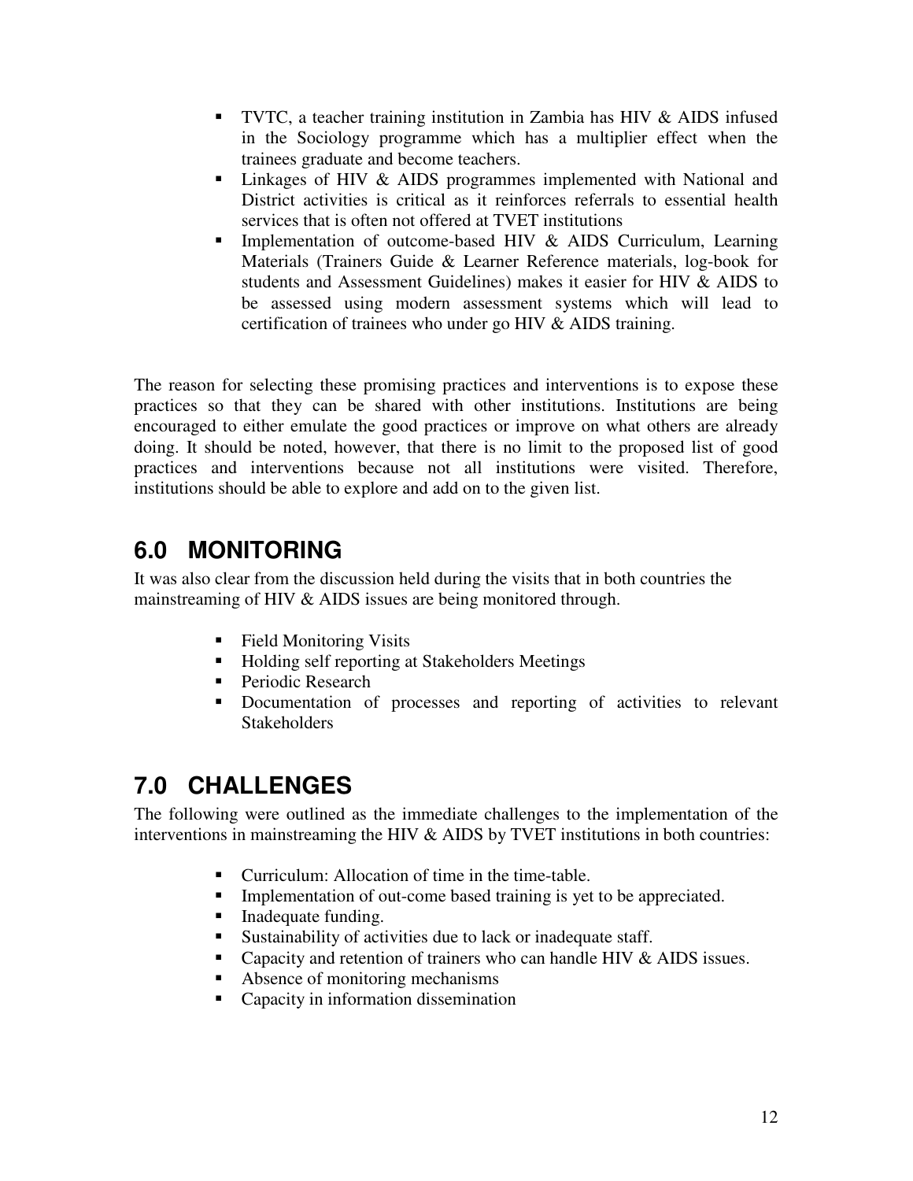- TVTC, a teacher training institution in Zambia has HIV & AIDS infused in the Sociology programme which has a multiplier effect when the trainees graduate and become teachers.
- Linkages of HIV & AIDS programmes implemented with National and District activities is critical as it reinforces referrals to essential health services that is often not offered at TVET institutions
- Implementation of outcome-based HIV & AIDS Curriculum, Learning Materials (Trainers Guide & Learner Reference materials, log-book for students and Assessment Guidelines) makes it easier for HIV & AIDS to be assessed using modern assessment systems which will lead to certification of trainees who under go HIV & AIDS training.

The reason for selecting these promising practices and interventions is to expose these practices so that they can be shared with other institutions. Institutions are being encouraged to either emulate the good practices or improve on what others are already doing. It should be noted, however, that there is no limit to the proposed list of good practices and interventions because not all institutions were visited. Therefore, institutions should be able to explore and add on to the given list.

## 6.0 MONITORING

It was also clear from the discussion held during the visits that in both countries the mainstreaming of HIV & AIDS issues are being monitored through.

- Field Monitoring Visits
- Holding self reporting at Stakeholders Meetings
- Periodic Research
- Documentation of processes and reporting of activities to relevant Stakeholders

## 7.0 CHALLENGES

The following were outlined as the immediate challenges to the implementation of the interventions in mainstreaming the HIV & AIDS by TVET institutions in both countries:

- Curriculum: Allocation of time in the time-table.
- Implementation of out-come based training is yet to be appreciated.
- Inadequate funding.
- Sustainability of activities due to lack or inadequate staff.
- Capacity and retention of trainers who can handle HIV & AIDS issues.
- Absence of monitoring mechanisms
- Capacity in information dissemination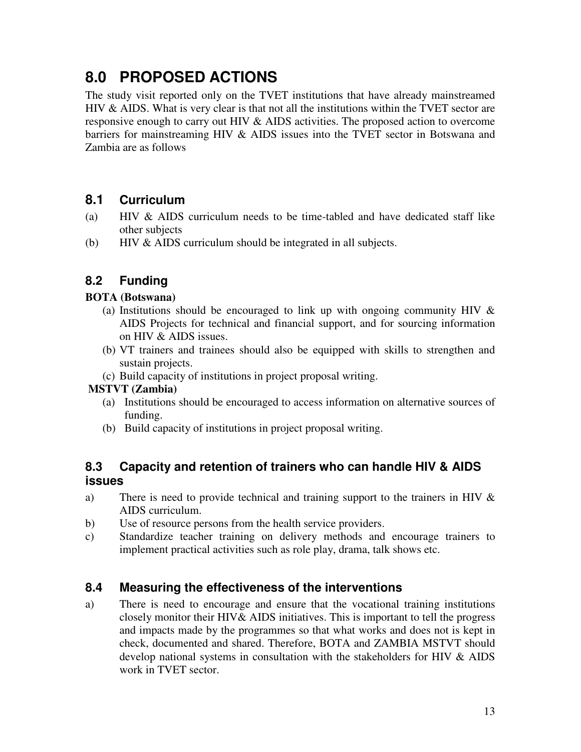# 8.0 PROPOSED ACTIONS

The study visit reported only on the TVET institutions that have already mainstreamed HIV & AIDS. What is very clear is that not all the institutions within the TVET sector are responsive enough to carry out HIV & AIDS activities. The proposed action to overcome barriers for mainstreaming HIV & AIDS issues into the TVET sector in Botswana and Zambia are as follows

## 8.1 Curriculum

(a) HIV & AIDS curriculum needs to be time-tabled and have dedicated staff like other subjects

(b) HIV & AIDS curriculum should be integrated in all subjects.

## 8.2 Funding

**BOTA (Botswana)**

(a) Institutions should be encouraged to link up with ongoing community HIV & AIDS Projects for technical and financial support, and for sourcing information on HIV & AIDS issues.

(b) VT trainers and trainees should also be equipped with skills to strengthen and sustain projects.

(c) Build capacity of institutions in project proposal writing.

**MSTVT (Zambia)**

(a) Institutions should be encouraged to access information on alternative sources of funding.

(b) Build capacity of institutions in project proposal writing.

## 8.3 Capacity and retention of trainers who can handle HIV & AIDS issues

a) There is need to provide technical and training support to the trainers in HIV & AIDS curriculum.

b) Use of resource persons from the health service providers.

c) Standardize teacher training on delivery methods and encourage trainers to implement practical activities such as role play, drama, talk shows etc.

## 8.4 Measuring the effectiveness of the interventions

a) There is need to encourage and ensure that the vocational training institutions closely monitor their HIV& AIDS initiatives. This is important to tell the progress and impacts made by the programmes so that what works and does not is kept in check, documented and shared. Therefore, BOTA and ZAMBIA MSTVT should develop national systems in consultation with the stakeholders for HIV & AIDS work in TVET sector.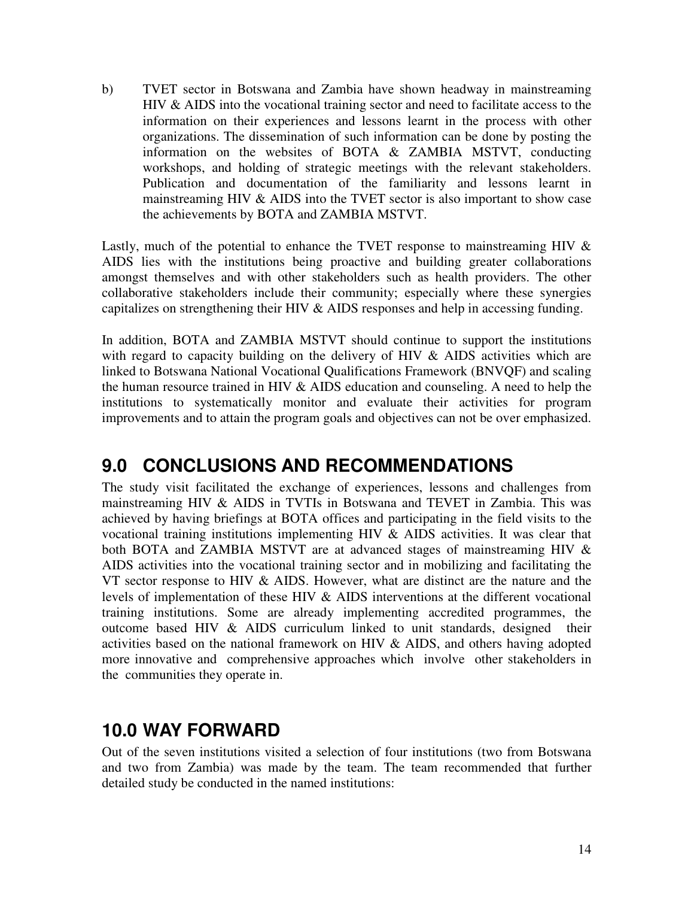b) TVET sector in Botswana and Zambia have shown headway in mainstreaming HIV & AIDS into the vocational training sector and need to facilitate access to the information on their experiences and lessons learnt in the process with other organizations. The dissemination of such information can be done by posting the information on the websites of BOTA & ZAMBIA MSTVT, conducting workshops, and holding of strategic meetings with the relevant stakeholders. Publication and documentation of the familiarity and lessons learnt in mainstreaming HIV & AIDS into the TVET sector is also important to show case the achievements by BOTA and ZAMBIA MSTVT.

Lastly, much of the potential to enhance the TVET response to mainstreaming HIV & AIDS lies with the institutions being proactive and building greater collaborations amongst themselves and with other stakeholders such as health providers. The other collaborative stakeholders include their community; especially where these synergies capitalizes on strengthening their HIV & AIDS responses and help in accessing funding.

In addition, BOTA and ZAMBIA MSTVT should continue to support the institutions with regard to capacity building on the delivery of HIV & AIDS activities which are linked to Botswana National Vocational Qualifications Framework (BNVQF) and scaling the human resource trained in HIV & AIDS education and counseling. A need to help the institutions to systematically monitor and evaluate their activities for program improvements and to attain the program goals and objectives can not be over emphasized.

## 9.0 CONCLUSIONS AND RECOMMENDATIONS

The study visit facilitated the exchange of experiences, lessons and challenges from mainstreaming HIV & AIDS in TVTIs in Botswana and TEVET in Zambia. This was achieved by having briefings at BOTA offices and participating in the field visits to the vocational training institutions implementing HIV & AIDS activities. It was clear that both BOTA and ZAMBIA MSTVT are at advanced stages of mainstreaming HIV & AIDS activities into the vocational training sector and in mobilizing and facilitating the VT sector response to HIV & AIDS. However, what are distinct are the nature and the levels of implementation of these HIV & AIDS interventions at the different vocational training institutions. Some are already implementing accredited programmes, the outcome based HIV & AIDS curriculum linked to unit standards, designed their activities based on the national framework on HIV & AIDS, and others having adopted more innovative and comprehensive approaches which involve other stakeholders in the communities they operate in.

## 10.0 WAY FORWARD

Out of the seven institutions visited a selection of four institutions (two from Botswana and two from Zambia) was made by the team. The team recommended that further detailed study be conducted in the named institutions: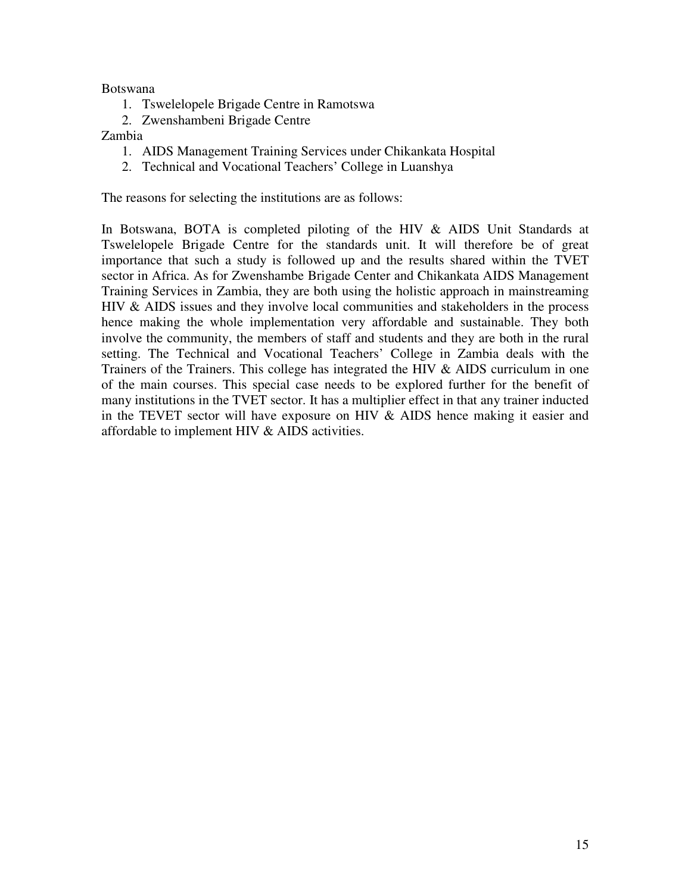Botswana

1. Tswelelopele Brigade Centre in Ramotswa
2. Zwenshambeni Brigade Centre

Zambia

1. AIDS Management Training Services under Chikankata Hospital
2. Technical and Vocational Teachers' College in Luanshya

The reasons for selecting the institutions are as follows:

In Botswana, BOTA is completed piloting of the HIV & AIDS Unit Standards at Tswelelopele Brigade Centre for the standards unit. It will therefore be of great importance that such a study is followed up and the results shared within the TVET sector in Africa. As for Zwenshambe Brigade Center and Chikankata AIDS Management Training Services in Zambia, they are both using the holistic approach in mainstreaming HIV & AIDS issues and they involve local communities and stakeholders in the process hence making the whole implementation very affordable and sustainable. They both involve the community, the members of staff and students and they are both in the rural setting. The Technical and Vocational Teachers' College in Zambia deals with the Trainers of the Trainers. This college has integrated the HIV & AIDS curriculum in one of the main courses. This special case needs to be explored further for the benefit of many institutions in the TVET sector. It has a multiplier effect in that any trainer inducted in the TEVET sector will have exposure on HIV & AIDS hence making it easier and affordable to implement HIV & AIDS activities.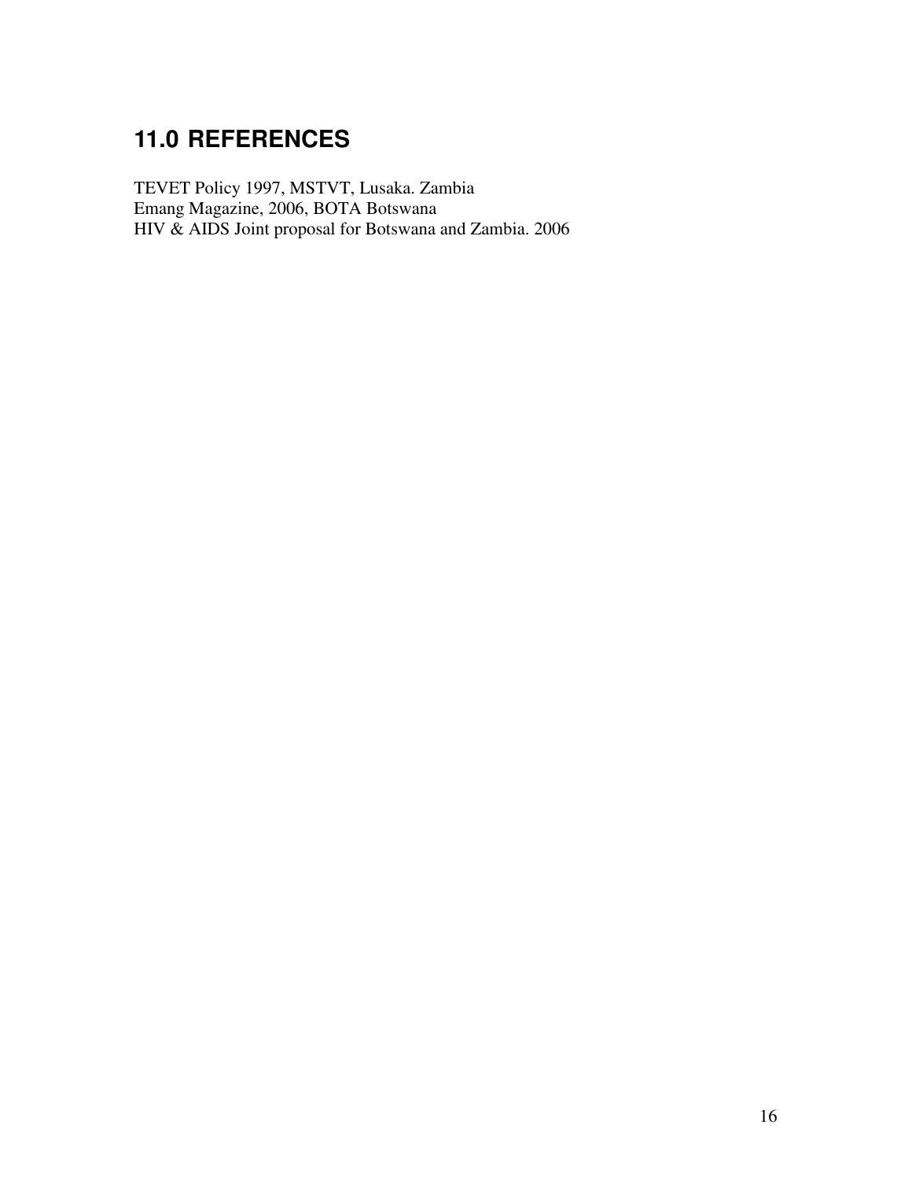## 11.0 REFERENCES

TEVET Policy 1997, MSTVT, Lusaka. Zambia
Emang Magazine, 2006, BOTA Botswana
HIV & AIDS Joint proposal for Botswana and Zambia. 2006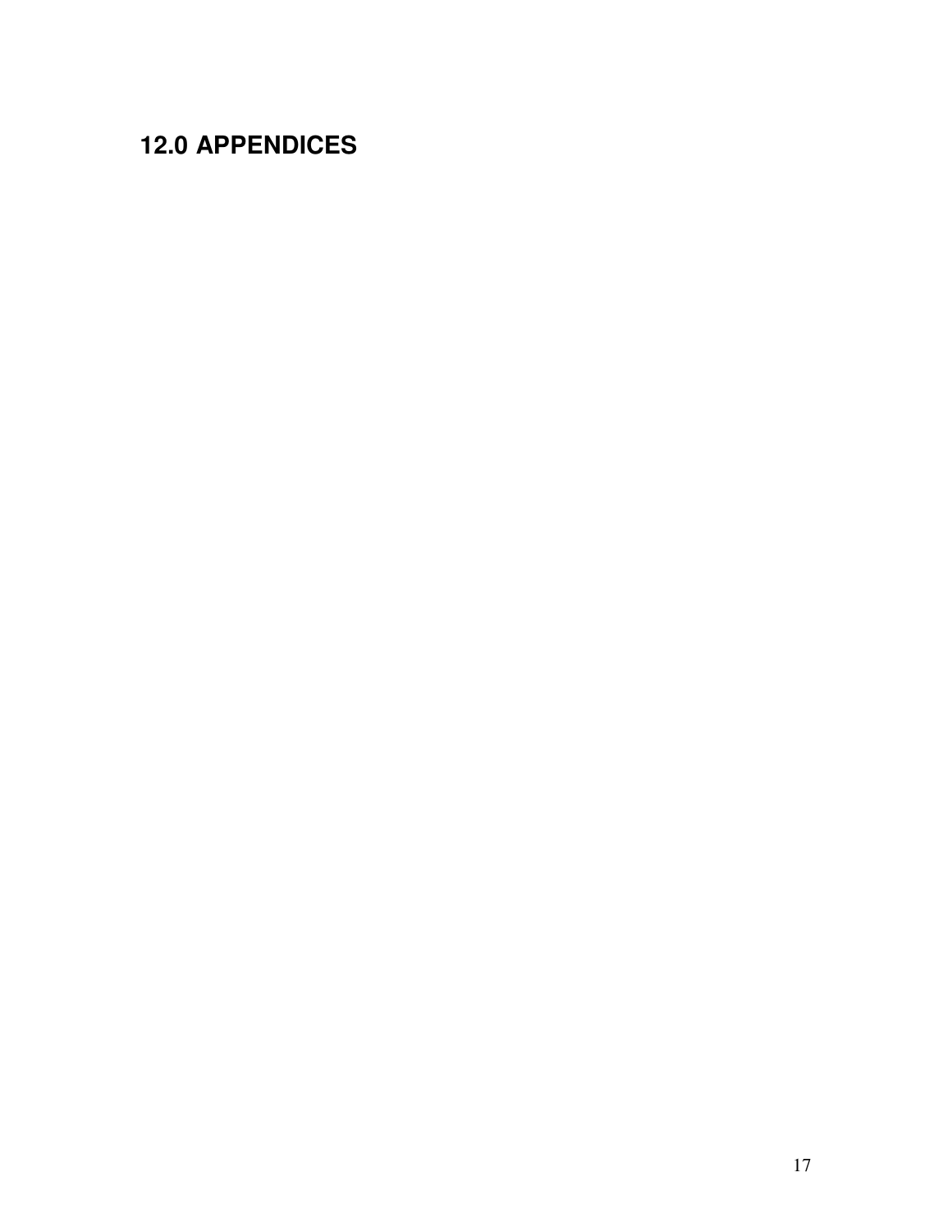## 12.0 APPENDICES